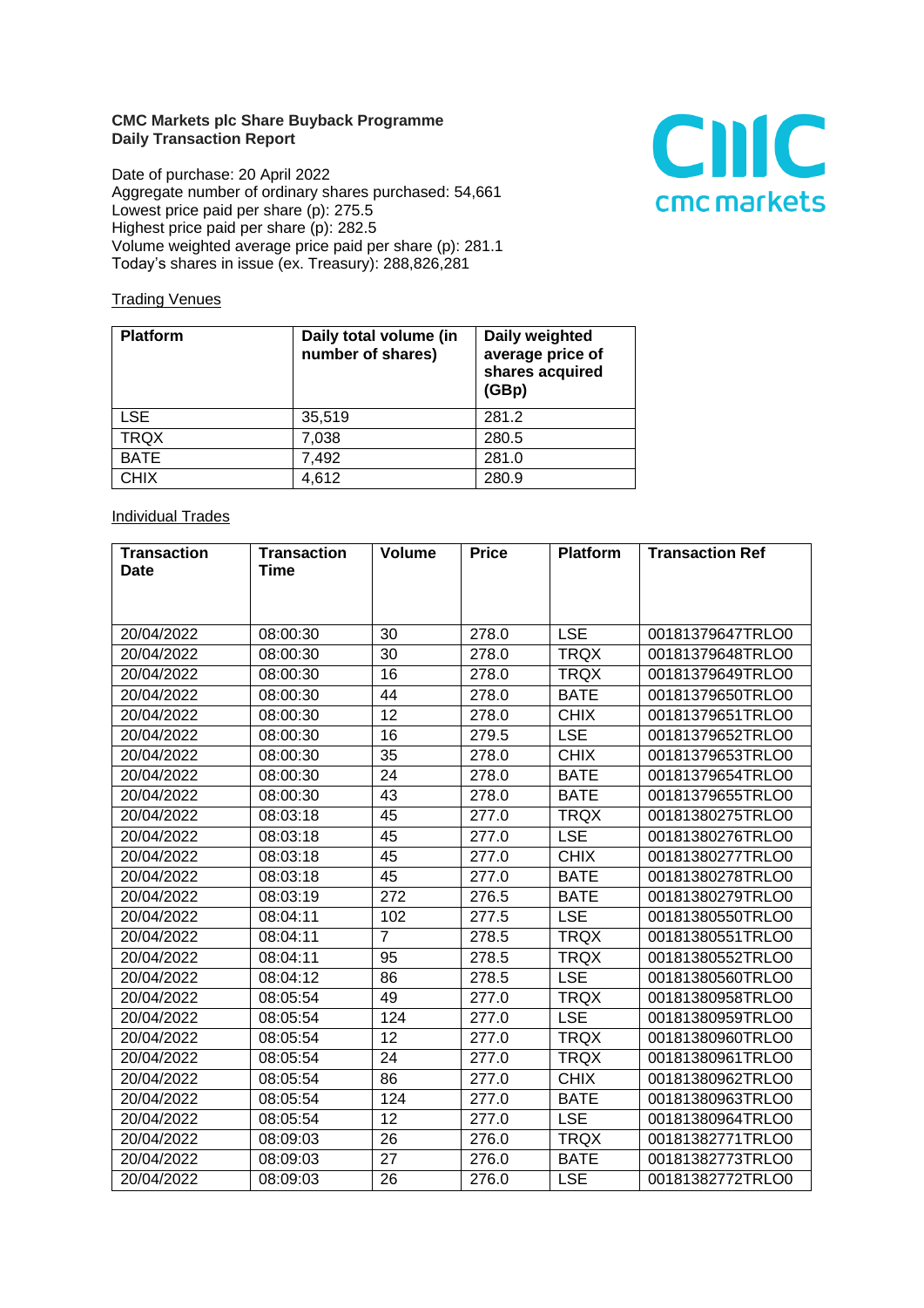**CMC Markets plc Share Buyback Programme**
**Daily Transaction Report**

Date of purchase: 20 April 2022
Aggregate number of ordinary shares purchased: 54,661
Lowest price paid per share (p): 275.5
Highest price paid per share (p): 282.5
Volume weighted average price paid per share (p): 281.1
Today's shares in issue (ex. Treasury): 288,826,281

Trading Venues

| Platform | Daily total volume (in number of shares) | Daily weighted average price of shares acquired (GBp) |
|---|---|---|
| LSE | 35,519 | 281.2 |
| TRQX | 7,038 | 280.5 |
| BATE | 7,492 | 281.0 |
| CHIX | 4,612 | 280.9 |

Individual Trades

| Transaction Date | Transaction Time | Volume | Price | Platform | Transaction Ref |
|---|---|---|---|---|---|
| 20/04/2022 | 08:00:30 | 30 | 278.0 | LSE | 00181379647TRLO0 |
| 20/04/2022 | 08:00:30 | 30 | 278.0 | TRQX | 00181379648TRLO0 |
| 20/04/2022 | 08:00:30 | 16 | 278.0 | TRQX | 00181379649TRLO0 |
| 20/04/2022 | 08:00:30 | 44 | 278.0 | BATE | 00181379650TRLO0 |
| 20/04/2022 | 08:00:30 | 12 | 278.0 | CHIX | 00181379651TRLO0 |
| 20/04/2022 | 08:00:30 | 16 | 279.5 | LSE | 00181379652TRLO0 |
| 20/04/2022 | 08:00:30 | 35 | 278.0 | CHIX | 00181379653TRLO0 |
| 20/04/2022 | 08:00:30 | 24 | 278.0 | BATE | 00181379654TRLO0 |
| 20/04/2022 | 08:00:30 | 43 | 278.0 | BATE | 00181379655TRLO0 |
| 20/04/2022 | 08:03:18 | 45 | 277.0 | TRQX | 00181380275TRLO0 |
| 20/04/2022 | 08:03:18 | 45 | 277.0 | LSE | 00181380276TRLO0 |
| 20/04/2022 | 08:03:18 | 45 | 277.0 | CHIX | 00181380277TRLO0 |
| 20/04/2022 | 08:03:18 | 45 | 277.0 | BATE | 00181380278TRLO0 |
| 20/04/2022 | 08:03:19 | 272 | 276.5 | BATE | 00181380279TRLO0 |
| 20/04/2022 | 08:04:11 | 102 | 277.5 | LSE | 00181380550TRLO0 |
| 20/04/2022 | 08:04:11 | 7 | 278.5 | TRQX | 00181380551TRLO0 |
| 20/04/2022 | 08:04:11 | 95 | 278.5 | TRQX | 00181380552TRLO0 |
| 20/04/2022 | 08:04:12 | 86 | 278.5 | LSE | 00181380560TRLO0 |
| 20/04/2022 | 08:05:54 | 49 | 277.0 | TRQX | 00181380958TRLO0 |
| 20/04/2022 | 08:05:54 | 124 | 277.0 | LSE | 00181380959TRLO0 |
| 20/04/2022 | 08:05:54 | 12 | 277.0 | TRQX | 00181380960TRLO0 |
| 20/04/2022 | 08:05:54 | 24 | 277.0 | TRQX | 00181380961TRLO0 |
| 20/04/2022 | 08:05:54 | 86 | 277.0 | CHIX | 00181380962TRLO0 |
| 20/04/2022 | 08:05:54 | 124 | 277.0 | BATE | 00181380963TRLO0 |
| 20/04/2022 | 08:05:54 | 12 | 277.0 | LSE | 00181380964TRLO0 |
| 20/04/2022 | 08:09:03 | 26 | 276.0 | TRQX | 00181382771TRLO0 |
| 20/04/2022 | 08:09:03 | 27 | 276.0 | BATE | 00181382773TRLO0 |
| 20/04/2022 | 08:09:03 | 26 | 276.0 | LSE | 00181382772TRLO0 |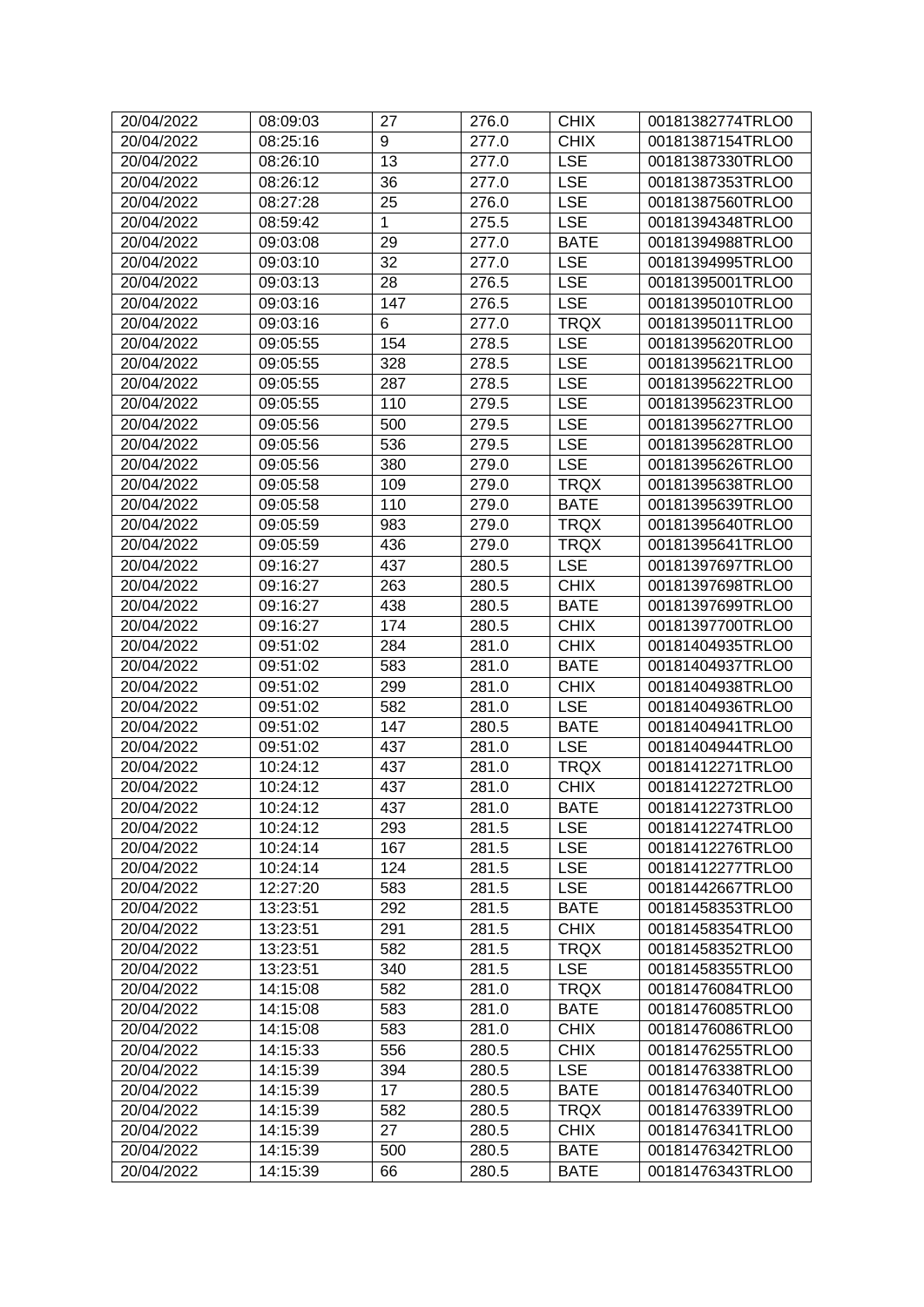| 20/04/2022 | 08:09:03 | 27 | 276.0 | CHIX | 00181382774TRLO0 |
|---|---|---|---|---|---|
| 20/04/2022 | 08:25:16 | 9 | 277.0 | CHIX | 00181387154TRLO0 |
| 20/04/2022 | 08:26:10 | 13 | 277.0 | LSE | 00181387330TRLO0 |
| 20/04/2022 | 08:26:12 | 36 | 277.0 | LSE | 00181387353TRLO0 |
| 20/04/2022 | 08:27:28 | 25 | 276.0 | LSE | 00181387560TRLO0 |
| 20/04/2022 | 08:59:42 | 1 | 275.5 | LSE | 00181394348TRLO0 |
| 20/04/2022 | 09:03:08 | 29 | 277.0 | BATE | 00181394988TRLO0 |
| 20/04/2022 | 09:03:10 | 32 | 277.0 | LSE | 00181394995TRLO0 |
| 20/04/2022 | 09:03:13 | 28 | 276.5 | LSE | 00181395001TRLO0 |
| 20/04/2022 | 09:03:16 | 147 | 276.5 | LSE | 00181395010TRLO0 |
| 20/04/2022 | 09:03:16 | 6 | 277.0 | TRQX | 00181395011TRLO0 |
| 20/04/2022 | 09:05:55 | 154 | 278.5 | LSE | 00181395620TRLO0 |
| 20/04/2022 | 09:05:55 | 328 | 278.5 | LSE | 00181395621TRLO0 |
| 20/04/2022 | 09:05:55 | 287 | 278.5 | LSE | 00181395622TRLO0 |
| 20/04/2022 | 09:05:55 | 110 | 279.5 | LSE | 00181395623TRLO0 |
| 20/04/2022 | 09:05:56 | 500 | 279.5 | LSE | 00181395627TRLO0 |
| 20/04/2022 | 09:05:56 | 536 | 279.5 | LSE | 00181395628TRLO0 |
| 20/04/2022 | 09:05:56 | 380 | 279.0 | LSE | 00181395626TRLO0 |
| 20/04/2022 | 09:05:58 | 109 | 279.0 | TRQX | 00181395638TRLO0 |
| 20/04/2022 | 09:05:58 | 110 | 279.0 | BATE | 00181395639TRLO0 |
| 20/04/2022 | 09:05:59 | 983 | 279.0 | TRQX | 00181395640TRLO0 |
| 20/04/2022 | 09:05:59 | 436 | 279.0 | TRQX | 00181395641TRLO0 |
| 20/04/2022 | 09:16:27 | 437 | 280.5 | LSE | 00181397697TRLO0 |
| 20/04/2022 | 09:16:27 | 263 | 280.5 | CHIX | 00181397698TRLO0 |
| 20/04/2022 | 09:16:27 | 438 | 280.5 | BATE | 00181397699TRLO0 |
| 20/04/2022 | 09:16:27 | 174 | 280.5 | CHIX | 00181397700TRLO0 |
| 20/04/2022 | 09:51:02 | 284 | 281.0 | CHIX | 00181404935TRLO0 |
| 20/04/2022 | 09:51:02 | 583 | 281.0 | BATE | 00181404937TRLO0 |
| 20/04/2022 | 09:51:02 | 299 | 281.0 | CHIX | 00181404938TRLO0 |
| 20/04/2022 | 09:51:02 | 582 | 281.0 | LSE | 00181404936TRLO0 |
| 20/04/2022 | 09:51:02 | 147 | 280.5 | BATE | 00181404941TRLO0 |
| 20/04/2022 | 09:51:02 | 437 | 281.0 | LSE | 00181404944TRLO0 |
| 20/04/2022 | 10:24:12 | 437 | 281.0 | TRQX | 00181412271TRLO0 |
| 20/04/2022 | 10:24:12 | 437 | 281.0 | CHIX | 00181412272TRLO0 |
| 20/04/2022 | 10:24:12 | 437 | 281.0 | BATE | 00181412273TRLO0 |
| 20/04/2022 | 10:24:12 | 293 | 281.5 | LSE | 00181412274TRLO0 |
| 20/04/2022 | 10:24:14 | 167 | 281.5 | LSE | 00181412276TRLO0 |
| 20/04/2022 | 10:24:14 | 124 | 281.5 | LSE | 00181412277TRLO0 |
| 20/04/2022 | 12:27:20 | 583 | 281.5 | LSE | 00181442667TRLO0 |
| 20/04/2022 | 13:23:51 | 292 | 281.5 | BATE | 00181458353TRLO0 |
| 20/04/2022 | 13:23:51 | 291 | 281.5 | CHIX | 00181458354TRLO0 |
| 20/04/2022 | 13:23:51 | 582 | 281.5 | TRQX | 00181458352TRLO0 |
| 20/04/2022 | 13:23:51 | 340 | 281.5 | LSE | 00181458355TRLO0 |
| 20/04/2022 | 14:15:08 | 582 | 281.0 | TRQX | 00181476084TRLO0 |
| 20/04/2022 | 14:15:08 | 583 | 281.0 | BATE | 00181476085TRLO0 |
| 20/04/2022 | 14:15:08 | 583 | 281.0 | CHIX | 00181476086TRLO0 |
| 20/04/2022 | 14:15:33 | 556 | 280.5 | CHIX | 00181476255TRLO0 |
| 20/04/2022 | 14:15:39 | 394 | 280.5 | LSE | 00181476338TRLO0 |
| 20/04/2022 | 14:15:39 | 17 | 280.5 | BATE | 00181476340TRLO0 |
| 20/04/2022 | 14:15:39 | 582 | 280.5 | TRQX | 00181476339TRLO0 |
| 20/04/2022 | 14:15:39 | 27 | 280.5 | CHIX | 00181476341TRLO0 |
| 20/04/2022 | 14:15:39 | 500 | 280.5 | BATE | 00181476342TRLO0 |
| 20/04/2022 | 14:15:39 | 66 | 280.5 | BATE | 00181476343TRLO0 |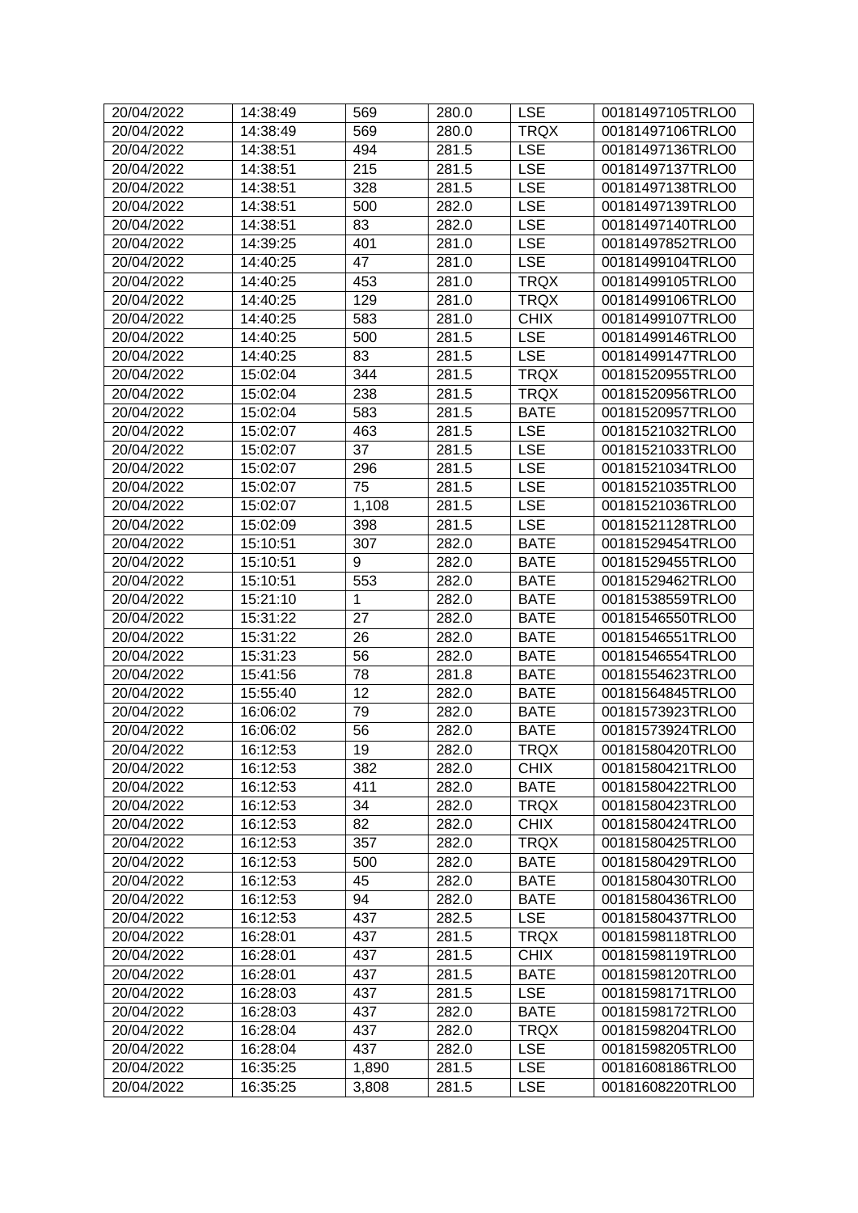| 20/04/2022 | 14:38:49 | 569 | 280.0 | LSE | 00181497105TRLO0 |
|---|---|---|---|---|---|
| 20/04/2022 | 14:38:49 | 569 | 280.0 | TRQX | 00181497106TRLO0 |
| 20/04/2022 | 14:38:51 | 494 | 281.5 | LSE | 00181497136TRLO0 |
| 20/04/2022 | 14:38:51 | 215 | 281.5 | LSE | 00181497137TRLO0 |
| 20/04/2022 | 14:38:51 | 328 | 281.5 | LSE | 00181497138TRLO0 |
| 20/04/2022 | 14:38:51 | 500 | 282.0 | LSE | 00181497139TRLO0 |
| 20/04/2022 | 14:38:51 | 83 | 282.0 | LSE | 00181497140TRLO0 |
| 20/04/2022 | 14:39:25 | 401 | 281.0 | LSE | 00181497852TRLO0 |
| 20/04/2022 | 14:40:25 | 47 | 281.0 | LSE | 00181499104TRLO0 |
| 20/04/2022 | 14:40:25 | 453 | 281.0 | TRQX | 00181499105TRLO0 |
| 20/04/2022 | 14:40:25 | 129 | 281.0 | TRQX | 00181499106TRLO0 |
| 20/04/2022 | 14:40:25 | 583 | 281.0 | CHIX | 00181499107TRLO0 |
| 20/04/2022 | 14:40:25 | 500 | 281.5 | LSE | 00181499146TRLO0 |
| 20/04/2022 | 14:40:25 | 83 | 281.5 | LSE | 00181499147TRLO0 |
| 20/04/2022 | 15:02:04 | 344 | 281.5 | TRQX | 00181520955TRLO0 |
| 20/04/2022 | 15:02:04 | 238 | 281.5 | TRQX | 00181520956TRLO0 |
| 20/04/2022 | 15:02:04 | 583 | 281.5 | BATE | 00181520957TRLO0 |
| 20/04/2022 | 15:02:07 | 463 | 281.5 | LSE | 00181521032TRLO0 |
| 20/04/2022 | 15:02:07 | 37 | 281.5 | LSE | 00181521033TRLO0 |
| 20/04/2022 | 15:02:07 | 296 | 281.5 | LSE | 00181521034TRLO0 |
| 20/04/2022 | 15:02:07 | 75 | 281.5 | LSE | 00181521035TRLO0 |
| 20/04/2022 | 15:02:07 | 1,108 | 281.5 | LSE | 00181521036TRLO0 |
| 20/04/2022 | 15:02:09 | 398 | 281.5 | LSE | 00181521128TRLO0 |
| 20/04/2022 | 15:10:51 | 307 | 282.0 | BATE | 00181529454TRLO0 |
| 20/04/2022 | 15:10:51 | 9 | 282.0 | BATE | 00181529455TRLO0 |
| 20/04/2022 | 15:10:51 | 553 | 282.0 | BATE | 00181529462TRLO0 |
| 20/04/2022 | 15:21:10 | 1 | 282.0 | BATE | 00181538559TRLO0 |
| 20/04/2022 | 15:31:22 | 27 | 282.0 | BATE | 00181546550TRLO0 |
| 20/04/2022 | 15:31:22 | 26 | 282.0 | BATE | 00181546551TRLO0 |
| 20/04/2022 | 15:31:23 | 56 | 282.0 | BATE | 00181546554TRLO0 |
| 20/04/2022 | 15:41:56 | 78 | 281.8 | BATE | 00181554623TRLO0 |
| 20/04/2022 | 15:55:40 | 12 | 282.0 | BATE | 00181564845TRLO0 |
| 20/04/2022 | 16:06:02 | 79 | 282.0 | BATE | 00181573923TRLO0 |
| 20/04/2022 | 16:06:02 | 56 | 282.0 | BATE | 00181573924TRLO0 |
| 20/04/2022 | 16:12:53 | 19 | 282.0 | TRQX | 00181580420TRLO0 |
| 20/04/2022 | 16:12:53 | 382 | 282.0 | CHIX | 00181580421TRLO0 |
| 20/04/2022 | 16:12:53 | 411 | 282.0 | BATE | 00181580422TRLO0 |
| 20/04/2022 | 16:12:53 | 34 | 282.0 | TRQX | 00181580423TRLO0 |
| 20/04/2022 | 16:12:53 | 82 | 282.0 | CHIX | 00181580424TRLO0 |
| 20/04/2022 | 16:12:53 | 357 | 282.0 | TRQX | 00181580425TRLO0 |
| 20/04/2022 | 16:12:53 | 500 | 282.0 | BATE | 00181580429TRLO0 |
| 20/04/2022 | 16:12:53 | 45 | 282.0 | BATE | 00181580430TRLO0 |
| 20/04/2022 | 16:12:53 | 94 | 282.0 | BATE | 00181580436TRLO0 |
| 20/04/2022 | 16:12:53 | 437 | 282.5 | LSE | 00181580437TRLO0 |
| 20/04/2022 | 16:28:01 | 437 | 281.5 | TRQX | 00181598118TRLO0 |
| 20/04/2022 | 16:28:01 | 437 | 281.5 | CHIX | 00181598119TRLO0 |
| 20/04/2022 | 16:28:01 | 437 | 281.5 | BATE | 00181598120TRLO0 |
| 20/04/2022 | 16:28:03 | 437 | 281.5 | LSE | 00181598171TRLO0 |
| 20/04/2022 | 16:28:03 | 437 | 282.0 | BATE | 00181598172TRLO0 |
| 20/04/2022 | 16:28:04 | 437 | 282.0 | TRQX | 00181598204TRLO0 |
| 20/04/2022 | 16:28:04 | 437 | 282.0 | LSE | 00181598205TRLO0 |
| 20/04/2022 | 16:35:25 | 1,890 | 281.5 | LSE | 00181608186TRLO0 |
| 20/04/2022 | 16:35:25 | 3,808 | 281.5 | LSE | 00181608220TRLO0 |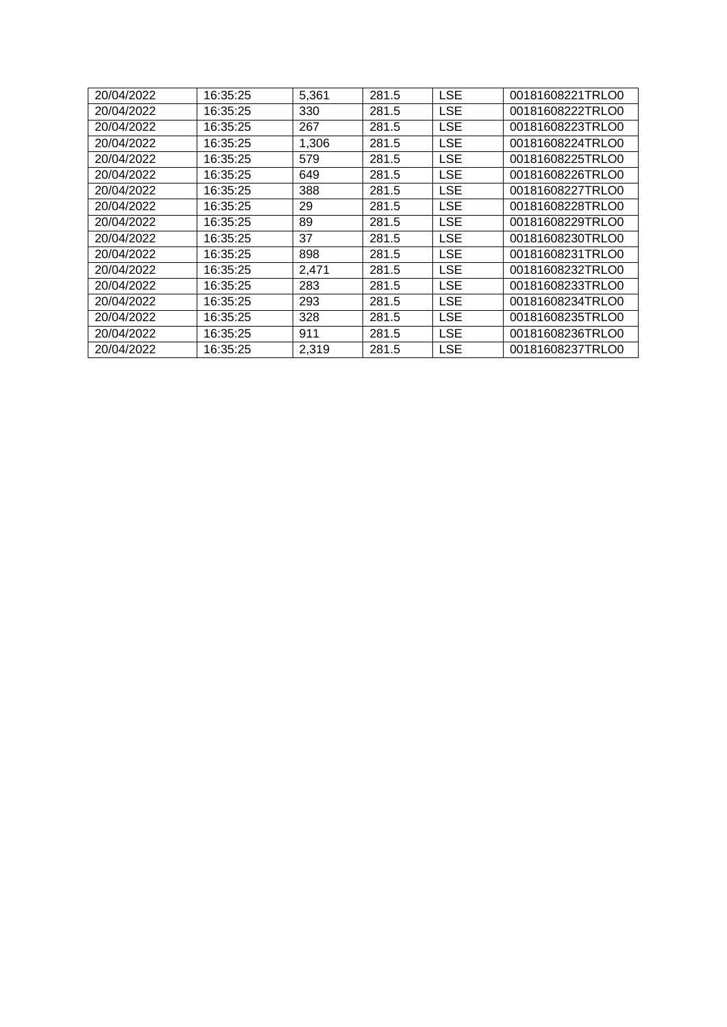| | | | | | |
|---|---|---|---|---|---|
| 20/04/2022 | 16:35:25 | 5,361 | 281.5 | LSE | 00181608221TRLO0 |
| 20/04/2022 | 16:35:25 | 330 | 281.5 | LSE | 00181608222TRLO0 |
| 20/04/2022 | 16:35:25 | 267 | 281.5 | LSE | 00181608223TRLO0 |
| 20/04/2022 | 16:35:25 | 1,306 | 281.5 | LSE | 00181608224TRLO0 |
| 20/04/2022 | 16:35:25 | 579 | 281.5 | LSE | 00181608225TRLO0 |
| 20/04/2022 | 16:35:25 | 649 | 281.5 | LSE | 00181608226TRLO0 |
| 20/04/2022 | 16:35:25 | 388 | 281.5 | LSE | 00181608227TRLO0 |
| 20/04/2022 | 16:35:25 | 29 | 281.5 | LSE | 00181608228TRLO0 |
| 20/04/2022 | 16:35:25 | 89 | 281.5 | LSE | 00181608229TRLO0 |
| 20/04/2022 | 16:35:25 | 37 | 281.5 | LSE | 00181608230TRLO0 |
| 20/04/2022 | 16:35:25 | 898 | 281.5 | LSE | 00181608231TRLO0 |
| 20/04/2022 | 16:35:25 | 2,471 | 281.5 | LSE | 00181608232TRLO0 |
| 20/04/2022 | 16:35:25 | 283 | 281.5 | LSE | 00181608233TRLO0 |
| 20/04/2022 | 16:35:25 | 293 | 281.5 | LSE | 00181608234TRLO0 |
| 20/04/2022 | 16:35:25 | 328 | 281.5 | LSE | 00181608235TRLO0 |
| 20/04/2022 | 16:35:25 | 911 | 281.5 | LSE | 00181608236TRLO0 |
| 20/04/2022 | 16:35:25 | 2,319 | 281.5 | LSE | 00181608237TRLO0 |